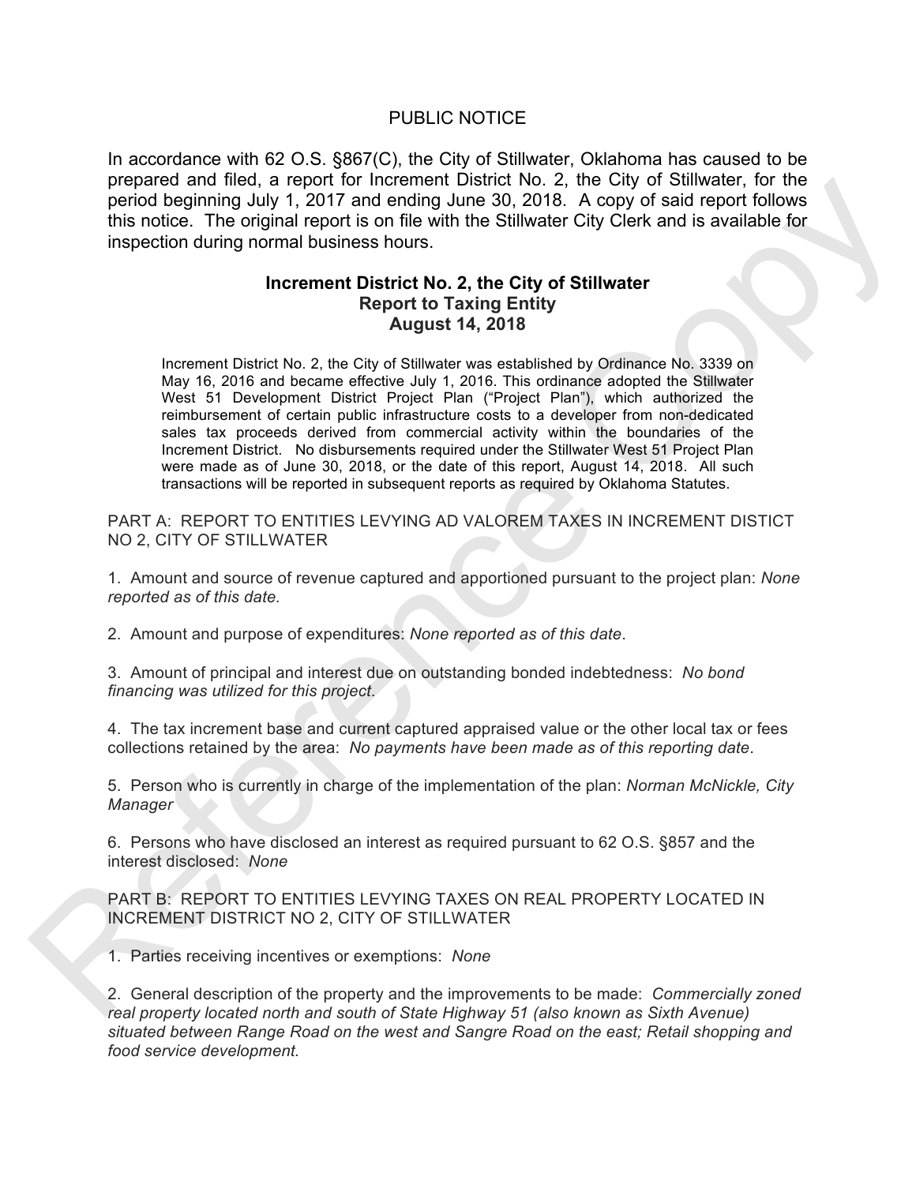# PUBLIC NOTICE

In accordance with 62 O.S. §867(C), the City of Stillwater, Oklahoma has caused to be prepared and filed, a report for Increment District No. 2, the City of Stillwater, for the period beginning July 1, 2017 and ending June 30, 2018. A copy of said report follows this notice. The original report is on file with the Stillwater City Clerk and is available for inspection during normal business hours.

## Increment District No. 2, the City of Stillwater
## Report to Taxing Entity
## August 14, 2018

Increment District No. 2, the City of Stillwater was established by Ordinance No. 3339 on May 16, 2016 and became effective July 1, 2016. This ordinance adopted the Stillwater West 51 Development District Project Plan ("Project Plan"), which authorized the reimbursement of certain public infrastructure costs to a developer from non-dedicated sales tax proceeds derived from commercial activity within the boundaries of the Increment District. No disbursements required under the Stillwater West 51 Project Plan were made as of June 30, 2018, or the date of this report, August 14, 2018. All such transactions will be reported in subsequent reports as required by Oklahoma Statutes.

PART A: REPORT TO ENTITIES LEVYING AD VALOREM TAXES IN INCREMENT DISTICT NO 2, CITY OF STILLWATER

1. Amount and source of revenue captured and apportioned pursuant to the project plan: *None reported as of this date.*

2. Amount and purpose of expenditures: *None reported as of this date*.

3. Amount of principal and interest due on outstanding bonded indebtedness: *No bond financing was utilized for this project*.

4. The tax increment base and current captured appraised value or the other local tax or fees collections retained by the area: *No payments have been made as of this reporting date*.

5. Person who is currently in charge of the implementation of the plan: *Norman McNickle, City Manager*

6. Persons who have disclosed an interest as required pursuant to 62 O.S. §857 and the interest disclosed: *None*

PART B: REPORT TO ENTITIES LEVYING TAXES ON REAL PROPERTY LOCATED IN INCREMENT DISTRICT NO 2, CITY OF STILLWATER

1. Parties receiving incentives or exemptions: *None*

2. General description of the property and the improvements to be made: *Commercially zoned real property located north and south of State Highway 51 (also known as Sixth Avenue) situated between Range Road on the west and Sangre Road on the east; Retail shopping and food service development.*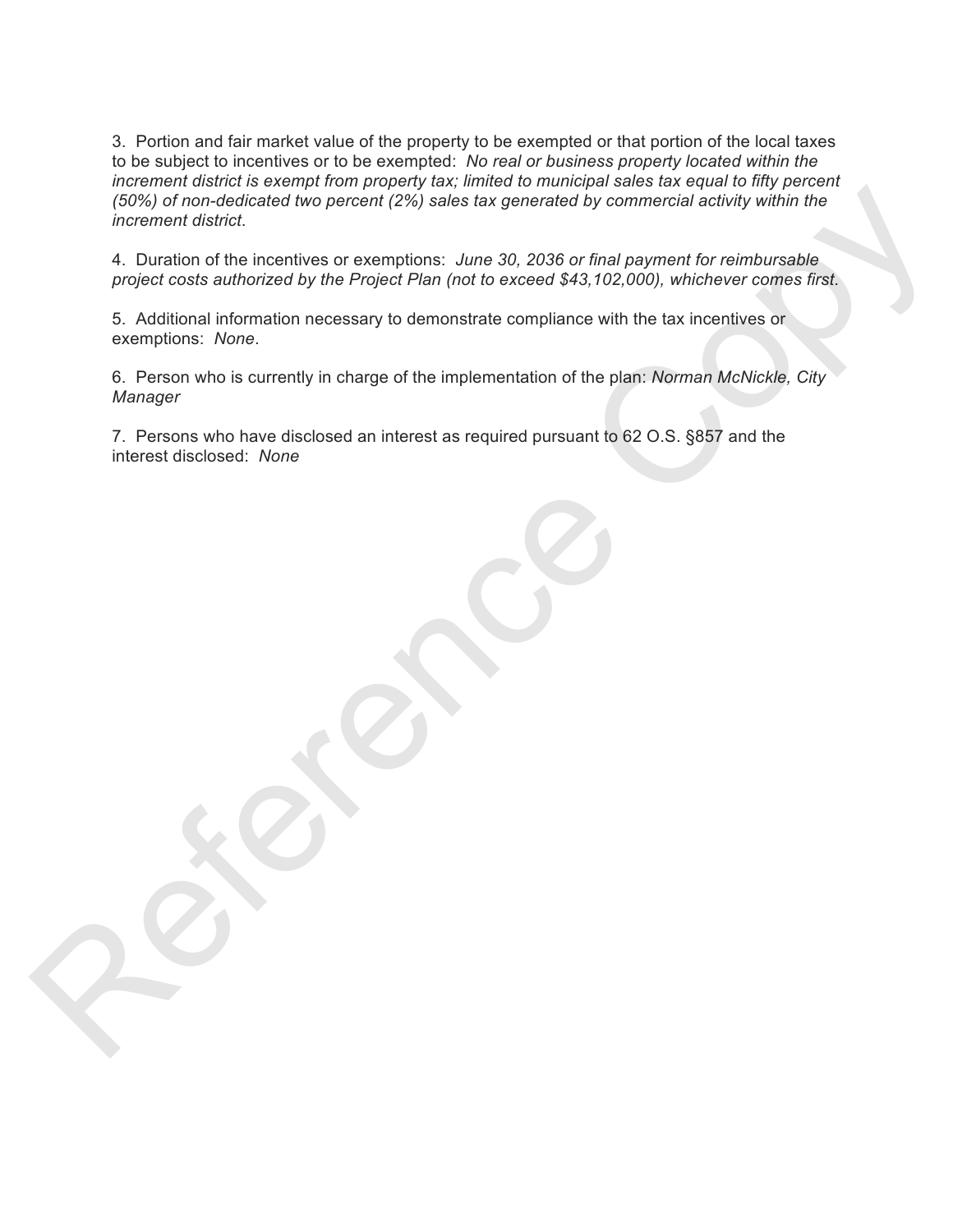3. Portion and fair market value of the property to be exempted or that portion of the local taxes to be subject to incentives or to be exempted: *No real or business property located within the increment district is exempt from property tax; limited to municipal sales tax equal to fifty percent (50%) of non-dedicated two percent (2%) sales tax generated by commercial activity within the increment district*.

4. Duration of the incentives or exemptions: *June 30, 2036 or final payment for reimbursable project costs authorized by the Project Plan (not to exceed $43,102,000), whichever comes first*.

5. Additional information necessary to demonstrate compliance with the tax incentives or exemptions: *None*.

6. Person who is currently in charge of the implementation of the plan: *Norman McNickle, City Manager*

7. Persons who have disclosed an interest as required pursuant to 62 O.S. §857 and the interest disclosed: *None*